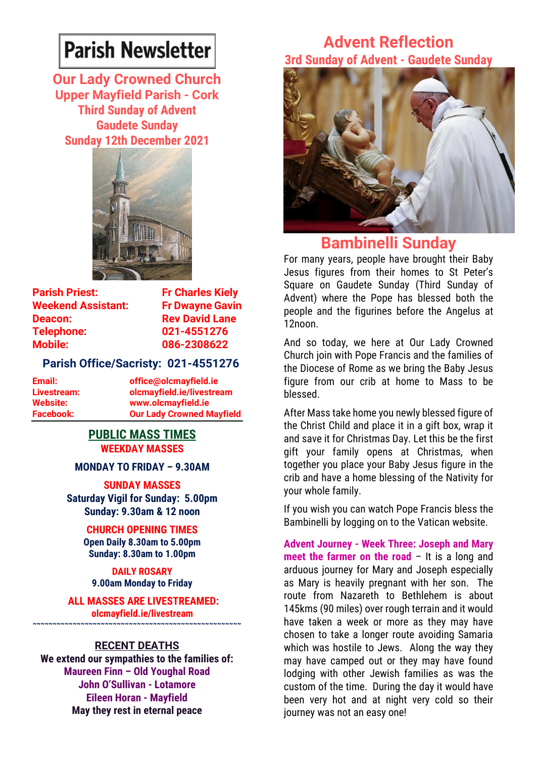# Parish Newsletter

## Our Lady Crowned Church

### Upper Mayfield Parish - Cork

### Third Sunday of Advent

### Gaudete Sunday

### Sunday 12th December 2021

| | |
|---|---|
| **Parish Priest:** | **Fr Charles Kiely** |
| **Weekend Assistant:** | **Fr Dwayne Gavin** |
| **Deacon:** | **Rev David Lane** |
| **Telephone:** | **021-4551276** |
| **Mobile:** | **086-2308622** |

**Parish Office/Sacristy: 021-4551276**

| | |
|---|---|
| **Email:** | **office@olcmayfield.ie** |
| **Livestream:** | **olcmayfield.ie/livestream** |
| **Website:** | **www.olcmayfield.ie** |
| **Facebook:** | **Our Lady Crowned Mayfield** |

## PUBLIC MASS TIMES

**WEEKDAY MASSES**

**MONDAY TO FRIDAY – 9.30AM**

**SUNDAY MASSES**

**Saturday Vigil for Sunday: 5.00pm**
**Sunday: 9.30am & 12 noon**

**CHURCH OPENING TIMES**

**Open Daily 8.30am to 5.00pm**
**Sunday: 8.30am to 1.00pm**

**DAILY ROSARY**

**9.00am Monday to Friday**

**ALL MASSES ARE LIVESTREAMED:**
**olcmayfield.ie/livestream**

~~~~~~~~~~~~~~~~~~~~~~~~~~~~~~~~~~~~~~~~~~~~~~~~~~~~~~~~~~~~

**RECENT DEATHS**

**We extend our sympathies to the families of:**
**Maureen Finn – Old Youghal Road**
**John O'Sullivan - Lotamore**
**Eileen Horan - Mayfield**
**May they rest in eternal peace**

## Advent Reflection

### 3rd Sunday of Advent - Gaudete Sunday

## Bambinelli Sunday

For many years, people have brought their Baby Jesus figures from their homes to St Peter's Square on Gaudete Sunday (Third Sunday of Advent) where the Pope has blessed both the people and the figurines before the Angelus at 12noon.

And so today, we here at Our Lady Crowned Church join with Pope Francis and the families of the Diocese of Rome as we bring the Baby Jesus figure from our crib at home to Mass to be blessed.

After Mass take home you newly blessed figure of the Christ Child and place it in a gift box, wrap it and save it for Christmas Day. Let this be the first gift your family opens at Christmas, when together you place your Baby Jesus figure in the crib and have a home blessing of the Nativity for your whole family.

If you wish you can watch Pope Francis bless the Bambinelli by logging on to the Vatican website.

**Advent Journey - Week Three: Joseph and Mary meet the farmer on the road** – It is a long and arduous journey for Mary and Joseph especially as Mary is heavily pregnant with her son. The route from Nazareth to Bethlehem is about 145kms (90 miles) over rough terrain and it would have taken a week or more as they may have chosen to take a longer route avoiding Samaria which was hostile to Jews. Along the way they may have camped out or they may have found lodging with other Jewish families as was the custom of the time. During the day it would have been very hot and at night very cold so their journey was not an easy one!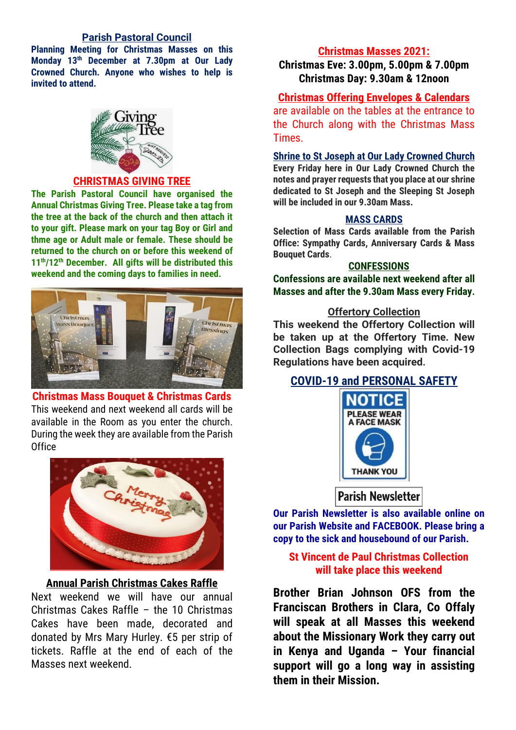## Parish Pastoral Council

**Planning Meeting for Christmas Masses on this Monday 13th December at 7.30pm at Our Lady Crowned Church. Anyone who wishes to help is invited to attend.**

## CHRISTMAS GIVING TREE

**The Parish Pastoral Council have organised the Annual Christmas Giving Tree. Please take a tag from the tree at the back of the church and then attach it to your gift. Please mark on your tag Boy or Girl and thme age or Adult male or female. These should be returned to the church on or before this weekend of 11th/12th December. All gifts will be distributed this weekend and the coming days to families in need.**

## Christmas Mass Bouquet & Christmas Cards

This weekend and next weekend all cards will be available in the Room as you enter the church. During the week they are available from the Parish Office

## Annual Parish Christmas Cakes Raffle

Next weekend we will have our annual Christmas Cakes Raffle – the 10 Christmas Cakes have been made, decorated and donated by Mrs Mary Hurley. €5 per strip of tickets. Raffle at the end of each of the Masses next weekend.

## Christmas Masses 2021:

**Christmas Eve: 3.00pm, 5.00pm & 7.00pm**
**Christmas Day: 9.30am & 12noon**

## Christmas Offering Envelopes & Calendars

are available on the tables at the entrance to the Church along with the Christmas Mass Times.

## Shrine to St Joseph at Our Lady Crowned Church

**Every Friday here in Our Lady Crowned Church the notes and prayer requests that you place at our shrine dedicated to St Joseph and the Sleeping St Joseph will be included in our 9.30am Mass.**

## MASS CARDS

**Selection of Mass Cards available from the Parish Office: Sympathy Cards, Anniversary Cards & Mass Bouquet Cards.**

## CONFESSIONS

**Confessions are available next weekend after all Masses and after the 9.30am Mass every Friday.**

## Offertory Collection

**This weekend the Offertory Collection will be taken up at the Offertory Time. New Collection Bags complying with Covid-19 Regulations have been acquired.**

## COVID-19 and PERSONAL SAFETY

NOTICE
PLEASE WEAR A FACE MASK
THANK YOU

## Parish Newsletter

**Our Parish Newsletter is also available online on our Parish Website and FACEBOOK. Please bring a copy to the sick and housebound of our Parish.**

**St Vincent de Paul Christmas Collection will take place this weekend**

**Brother Brian Johnson OFS from the Franciscan Brothers in Clara, Co Offaly will speak at all Masses this weekend about the Missionary Work they carry out in Kenya and Uganda – Your financial support will go a long way in assisting them in their Mission.**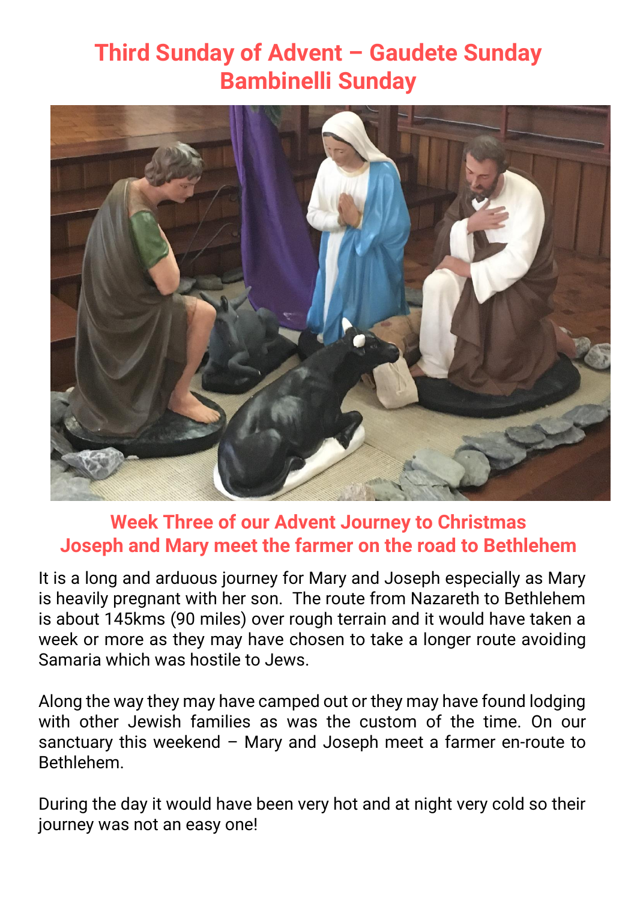# Third Sunday of Advent – Gaudete Sunday
# Bambinelli Sunday

## Week Three of our Advent Journey to Christmas
## Joseph and Mary meet the farmer on the road to Bethlehem

It is a long and arduous journey for Mary and Joseph especially as Mary is heavily pregnant with her son. The route from Nazareth to Bethlehem is about 145kms (90 miles) over rough terrain and it would have taken a week or more as they may have chosen to take a longer route avoiding Samaria which was hostile to Jews.

Along the way they may have camped out or they may have found lodging with other Jewish families as was the custom of the time. On our sanctuary this weekend – Mary and Joseph meet a farmer en-route to Bethlehem.

During the day it would have been very hot and at night very cold so their journey was not an easy one!